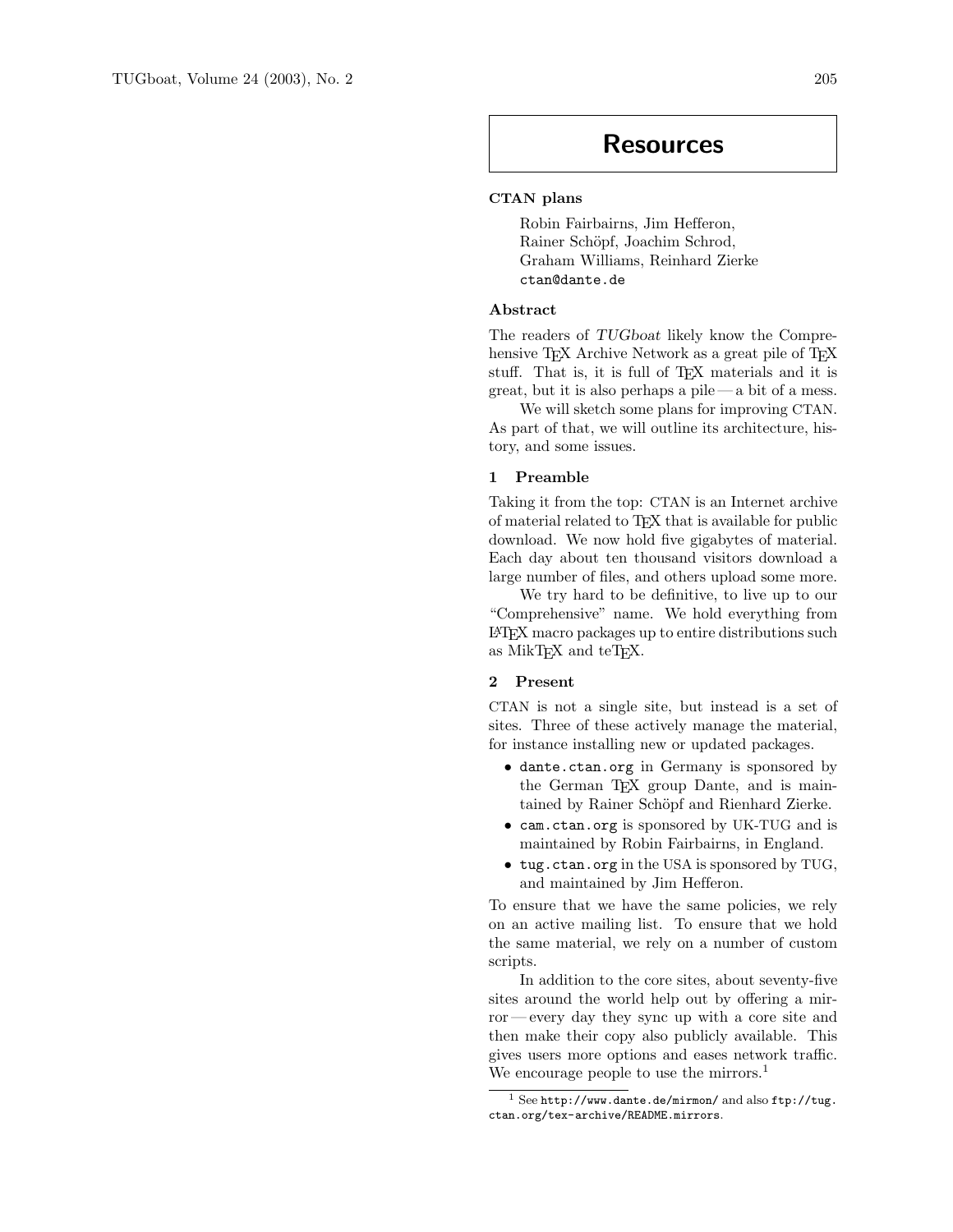# Resources

## CTAN plans

Robin Fairbairns, Jim Hefferon,
Rainer Schöpf, Joachim Schrod,
Graham Williams, Reinhard Zierke
ctan@dante.de

### Abstract

The readers of *TUGboat* likely know the Comprehensive TeX Archive Network as a great pile of TeX stuff. That is, it is full of TeX materials and it is great, but it is also perhaps a pile — a bit of a mess.

We will sketch some plans for improving CTAN. As part of that, we will outline its architecture, history, and some issues.

### 1 Preamble

Taking it from the top: CTAN is an Internet archive of material related to TeX that is available for public download. We now hold five gigabytes of material. Each day about ten thousand visitors download a large number of files, and others upload some more.

We try hard to be definitive, to live up to our "Comprehensive" name. We hold everything from LaTeX macro packages up to entire distributions such as MikTeX and teTeX.

### 2 Present

CTAN is not a single site, but instead is a set of sites. Three of these actively manage the material, for instance installing new or updated packages.

- `dante.ctan.org` in Germany is sponsored by the German TeX group Dante, and is maintained by Rainer Schöpf and Rienhard Zierke.
- `cam.ctan.org` is sponsored by UK-TUG and is maintained by Robin Fairbairns, in England.
- `tug.ctan.org` in the USA is sponsored by TUG, and maintained by Jim Hefferon.

To ensure that we have the same policies, we rely on an active mailing list. To ensure that we hold the same material, we rely on a number of custom scripts.

In addition to the core sites, about seventy-five sites around the world help out by offering a mirror — every day they sync up with a core site and then make their copy also publicly available. This gives users more options and eases network traffic. We encourage people to use the mirrors.[1]

[1] See `http://www.dante.de/mirmon/` and also `ftp://tug.ctan.org/tex-archive/README.mirrors`.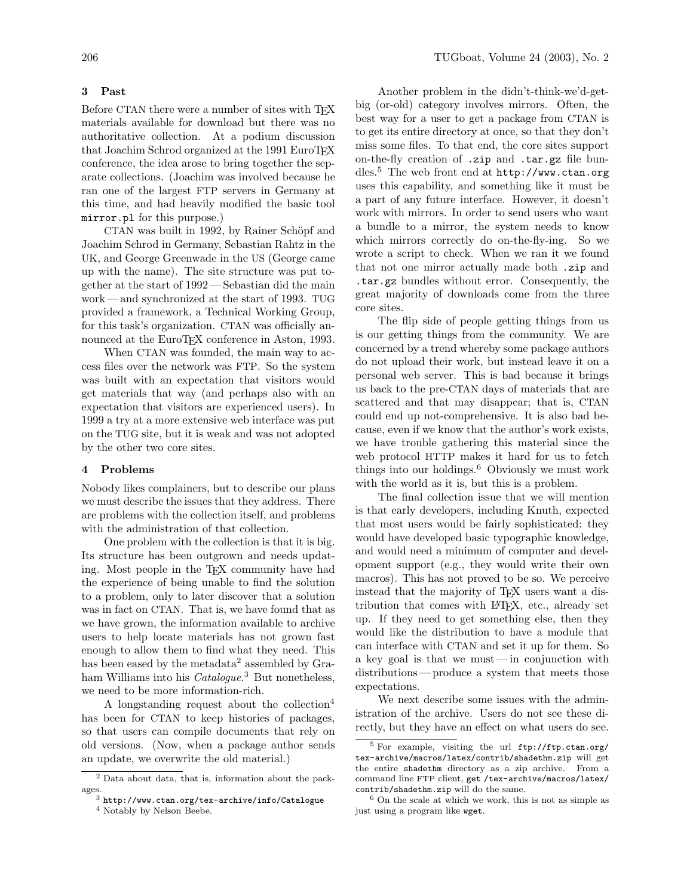## 3 Past

Before CTAN there were a number of sites with TeX materials available for download but there was no authoritative collection. At a podium discussion that Joachim Schrod organized at the 1991 EuroTeX conference, the idea arose to bring together the separate collections. (Joachim was involved because he ran one of the largest FTP servers in Germany at this time, and had heavily modified the basic tool `mirror.pl` for this purpose.)

CTAN was built in 1992, by Rainer Schöpf and Joachim Schrod in Germany, Sebastian Rahtz in the UK, and George Greenwade in the US (George came up with the name). The site structure was put together at the start of 1992 — Sebastian did the main work — and synchronized at the start of 1993. TUG provided a framework, a Technical Working Group, for this task's organization. CTAN was officially announced at the EuroTeX conference in Aston, 1993.

When CTAN was founded, the main way to access files over the network was FTP. So the system was built with an expectation that visitors would get materials that way (and perhaps also with an expectation that visitors are experienced users). In 1999 a try at a more extensive web interface was put on the TUG site, but it is weak and was not adopted by the other two core sites.

## 4 Problems

Nobody likes complainers, but to describe our plans we must describe the issues that they address. There are problems with the collection itself, and problems with the administration of that collection.

One problem with the collection is that it is big. Its structure has been outgrown and needs updating. Most people in the TeX community have had the experience of being unable to find the solution to a problem, only to later discover that a solution was in fact on CTAN. That is, we have found that as we have grown, the information available to archive users to help locate materials has not grown fast enough to allow them to find what they need. This has been eased by the metadata[2] assembled by Graham Williams into his *Catalogue*.[3] But nonetheless, we need to be more information-rich.

A longstanding request about the collection[4] has been for CTAN to keep histories of packages, so that users can compile documents that rely on old versions. (Now, when a package author sends an update, we overwrite the old material.)

Another problem in the didn't-think-we'd-get-big (or-old) category involves mirrors. Often, the best way for a user to get a package from CTAN is to get its entire directory at once, so that they don't miss some files. To that end, the core sites support on-the-fly creation of `.zip` and `.tar.gz` file bundles.[5] The web front end at `http://www.ctan.org` uses this capability, and something like it must be a part of any future interface. However, it doesn't work with mirrors. In order to send users who want a bundle to a mirror, the system needs to know which mirrors correctly do on-the-fly-ing. So we wrote a script to check. When we ran it we found that not one mirror actually made both `.zip` and `.tar.gz` bundles without error. Consequently, the great majority of downloads come from the three core sites.

The flip side of people getting things from us is our getting things from the community. We are concerned by a trend whereby some package authors do not upload their work, but instead leave it on a personal web server. This is bad because it brings us back to the pre-CTAN days of materials that are scattered and that may disappear; that is, CTAN could end up not-comprehensive. It is also bad because, even if we know that the author's work exists, we have trouble gathering this material since the web protocol HTTP makes it hard for us to fetch things into our holdings.[6] Obviously we must work with the world as it is, but this is a problem.

The final collection issue that we will mention is that early developers, including Knuth, expected that most users would be fairly sophisticated: they would have developed basic typographic knowledge, and would need a minimum of computer and development support (e.g., they would write their own macros). This has not proved to be so. We perceive instead that the majority of TeX users want a distribution that comes with LaTeX, etc., already set up. If they need to get something else, then they would like the distribution to have a module that can interface with CTAN and set it up for them. So a key goal is that we must — in conjunction with distributions — produce a system that meets those expectations.

We next describe some issues with the administration of the archive. Users do not see these directly, but they have an effect on what users do see.

---

[2] Data about data, that is, information about the packages.

[3] `http://www.ctan.org/tex-archive/info/Catalogue`

[4] Notably by Nelson Beebe.

[5] For example, visiting the url `ftp://ftp.ctan.org/tex-archive/macros/latex/contrib/shadethm.zip` will get the entire `shadethm` directory as a zip archive. From a command line FTP client, `get /tex-archive/macros/latex/contrib/shadethm.zip` will do the same.

[6] On the scale at which we work, this is not as simple as just using a program like `wget`.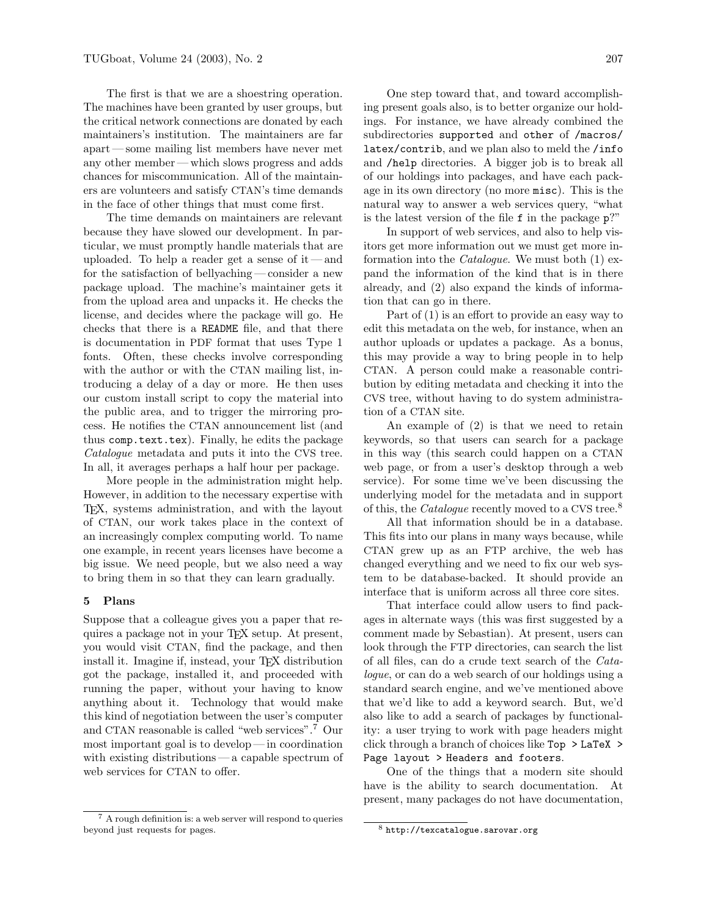The first is that we are a shoestring operation. The machines have been granted by user groups, but the critical network connections are donated by each maintainers's institution. The maintainers are far apart — some mailing list members have never met any other member — which slows progress and adds chances for miscommunication. All of the maintainers are volunteers and satisfy CTAN's time demands in the face of other things that must come first.

The time demands on maintainers are relevant because they have slowed our development. In particular, we must promptly handle materials that are uploaded. To help a reader get a sense of it — and for the satisfaction of bellyaching — consider a new package upload. The machine's maintainer gets it from the upload area and unpacks it. He checks the license, and decides where the package will go. He checks that there is a `README` file, and that there is documentation in PDF format that uses Type 1 fonts. Often, these checks involve corresponding with the author or with the CTAN mailing list, introducing a delay of a day or more. He then uses our custom install script to copy the material into the public area, and to trigger the mirroring process. He notifies the CTAN announcement list (and thus `comp.text.tex`). Finally, he edits the package *Catalogue* metadata and puts it into the CVS tree. In all, it averages perhaps a half hour per package.

More people in the administration might help. However, in addition to the necessary expertise with TeX, systems administration, and with the layout of CTAN, our work takes place in the context of an increasingly complex computing world. To name one example, in recent years licenses have become a big issue. We need people, but we also need a way to bring them in so that they can learn gradually.

## 5 Plans

Suppose that a colleague gives you a paper that requires a package not in your TeX setup. At present, you would visit CTAN, find the package, and then install it. Imagine if, instead, your TeX distribution got the package, installed it, and proceeded with running the paper, without your having to know anything about it. Technology that would make this kind of negotiation between the user's computer and CTAN reasonable is called "web services".[7] Our most important goal is to develop — in coordination with existing distributions — a capable spectrum of web services for CTAN to offer.

One step toward that, and toward accomplishing present goals also, is to better organize our holdings. For instance, we have already combined the subdirectories `supported` and `other` of `/macros/latex/contrib`, and we plan also to meld the `/info` and `/help` directories. A bigger job is to break all of our holdings into packages, and have each package in its own directory (no more `misc`). This is the natural way to answer a web services query, "what is the latest version of the file `f` in the package `p`?"

In support of web services, and also to help visitors get more information out we must get more information into the *Catalogue*. We must both (1) expand the information of the kind that is in there already, and (2) also expand the kinds of information that can go in there.

Part of (1) is an effort to provide an easy way to edit this metadata on the web, for instance, when an author uploads or updates a package. As a bonus, this may provide a way to bring people in to help CTAN. A person could make a reasonable contribution by editing metadata and checking it into the CVS tree, without having to do system administration of a CTAN site.

An example of (2) is that we need to retain keywords, so that users can search for a package in this way (this search could happen on a CTAN web page, or from a user's desktop through a web service). For some time we've been discussing the underlying model for the metadata and in support of this, the *Catalogue* recently moved to a CVS tree.[8]

All that information should be in a database. This fits into our plans in many ways because, while CTAN grew up as an FTP archive, the web has changed everything and we need to fix our web system to be database-backed. It should provide an interface that is uniform across all three core sites.

That interface could allow users to find packages in alternate ways (this was first suggested by a comment made by Sebastian). At present, users can look through the FTP directories, can search the list of all files, can do a crude text search of the *Catalogue*, or can do a web search of our holdings using a standard search engine, and we've mentioned above that we'd like to add a keyword search. But, we'd also like to add a search of packages by functionality: a user trying to work with page headers might click through a branch of choices like `Top > LaTeX > Page layout > Headers and footers`.

One of the things that a modern site should have is the ability to search documentation. At present, many packages do not have documentation,

[7] A rough definition is: a web server will respond to queries beyond just requests for pages.

[8] `http://texcatalogue.sarovar.org`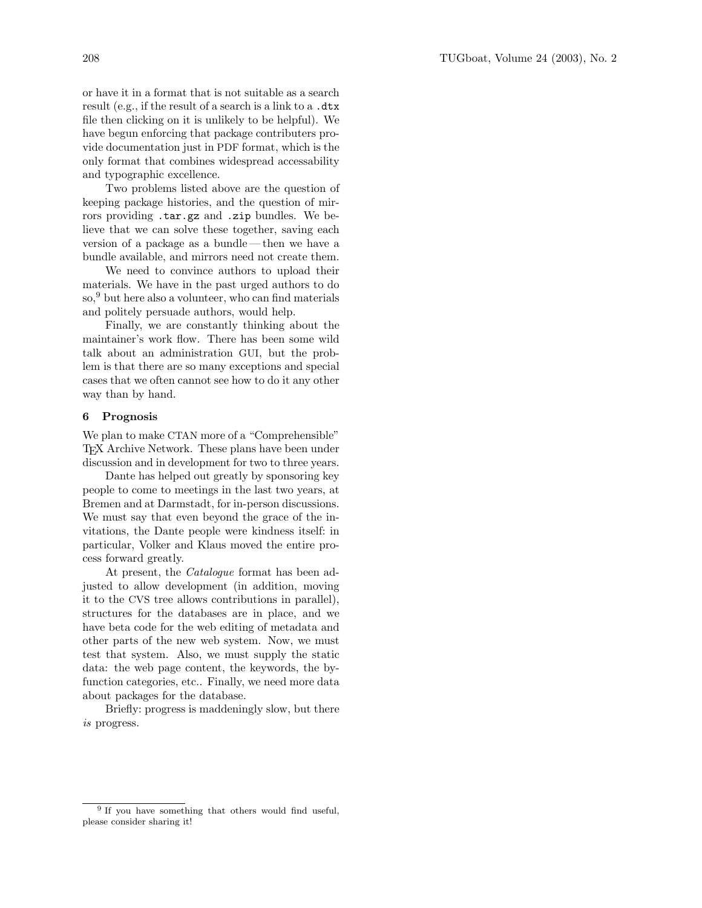or have it in a format that is not suitable as a search result (e.g., if the result of a search is a link to a `.dtx` file then clicking on it is unlikely to be helpful). We have begun enforcing that package contributers provide documentation just in PDF format, which is the only format that combines widespread accessability and typographic excellence.

Two problems listed above are the question of keeping package histories, and the question of mirrors providing `.tar.gz` and `.zip` bundles. We believe that we can solve these together, saving each version of a package as a bundle — then we have a bundle available, and mirrors need not create them.

We need to convince authors to upload their materials. We have in the past urged authors to do so,[9] but here also a volunteer, who can find materials and politely persuade authors, would help.

Finally, we are constantly thinking about the maintainer's work flow. There has been some wild talk about an administration GUI, but the problem is that there are so many exceptions and special cases that we often cannot see how to do it any other way than by hand.

## 6 Prognosis

We plan to make CTAN more of a "Comprehensible" TeX Archive Network. These plans have been under discussion and in development for two to three years.

Dante has helped out greatly by sponsoring key people to come to meetings in the last two years, at Bremen and at Darmstadt, for in-person discussions. We must say that even beyond the grace of the invitations, the Dante people were kindness itself: in particular, Volker and Klaus moved the entire process forward greatly.

At present, the *Catalogue* format has been adjusted to allow development (in addition, moving it to the CVS tree allows contributions in parallel), structures for the databases are in place, and we have beta code for the web editing of metadata and other parts of the new web system. Now, we must test that system. Also, we must supply the static data: the web page content, the keywords, the by-function categories, etc.. Finally, we need more data about packages for the database.

Briefly: progress is maddeningly slow, but there *is* progress.

---

[9] If you have something that others would find useful, please consider sharing it!